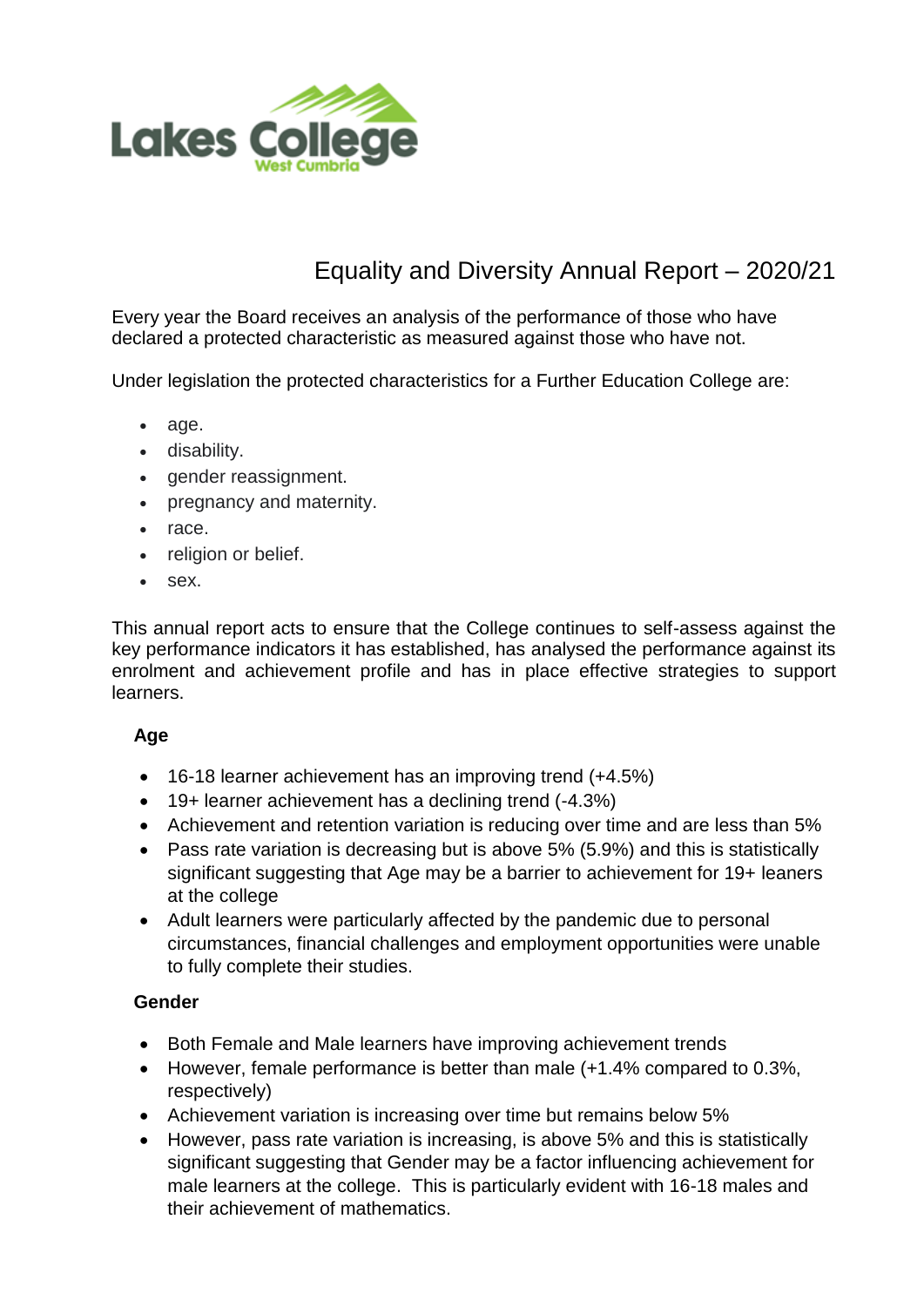# Equality and Diversity Annual Report – 2020/21

Every year the Board receives an analysis of the performance of those who have declared a protected characteristic as measured against those who have not.

Under legislation the protected characteristics for a Further Education College are:

- age.
- disability.
- gender reassignment.
- pregnancy and maternity.
- race.
- religion or belief.
- sex.

This annual report acts to ensure that the College continues to self-assess against the key performance indicators it has established, has analysed the performance against its enrolment and achievement profile and has in place effective strategies to support learners.

### Age

- 16-18 learner achievement has an improving trend (+4.5%)
- 19+ learner achievement has a declining trend (-4.3%)
- Achievement and retention variation is reducing over time and are less than 5%
- Pass rate variation is decreasing but is above 5% (5.9%) and this is statistically significant suggesting that Age may be a barrier to achievement for 19+ leaners at the college
- Adult learners were particularly affected by the pandemic due to personal circumstances, financial challenges and employment opportunities were unable to fully complete their studies.

### Gender

- Both Female and Male learners have improving achievement trends
- However, female performance is better than male (+1.4% compared to 0.3%, respectively)
- Achievement variation is increasing over time but remains below 5%
- However, pass rate variation is increasing, is above 5% and this is statistically significant suggesting that Gender may be a factor influencing achievement for male learners at the college. This is particularly evident with 16-18 males and their achievement of mathematics.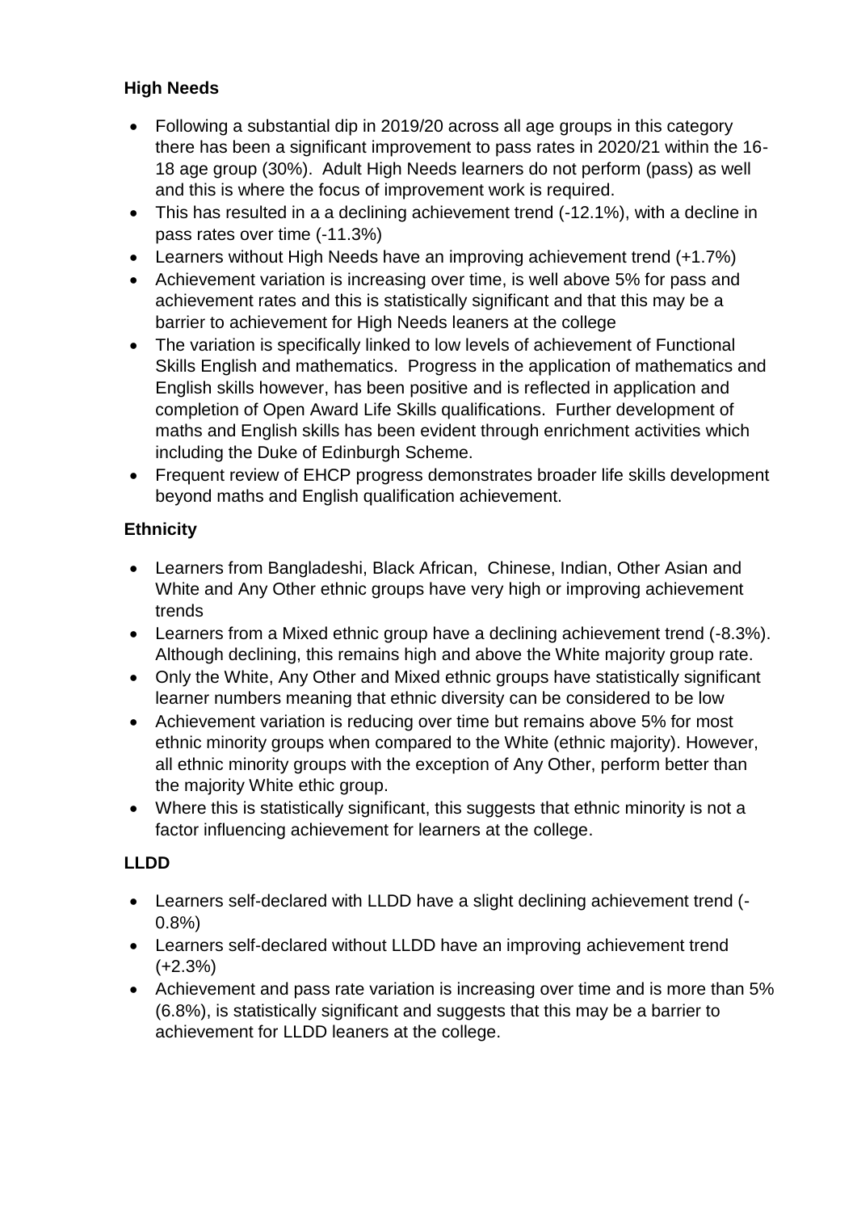### High Needs

- Following a substantial dip in 2019/20 across all age groups in this category there has been a significant improvement to pass rates in 2020/21 within the 16-18 age group (30%). Adult High Needs learners do not perform (pass) as well and this is where the focus of improvement work is required.
- This has resulted in a a declining achievement trend (-12.1%), with a decline in pass rates over time (-11.3%)
- Learners without High Needs have an improving achievement trend (+1.7%)
- Achievement variation is increasing over time, is well above 5% for pass and achievement rates and this is statistically significant and that this may be a barrier to achievement for High Needs leaners at the college
- The variation is specifically linked to low levels of achievement of Functional Skills English and mathematics. Progress in the application of mathematics and English skills however, has been positive and is reflected in application and completion of Open Award Life Skills qualifications. Further development of maths and English skills has been evident through enrichment activities which including the Duke of Edinburgh Scheme.
- Frequent review of EHCP progress demonstrates broader life skills development beyond maths and English qualification achievement.

### Ethnicity

- Learners from Bangladeshi, Black African, Chinese, Indian, Other Asian and White and Any Other ethnic groups have very high or improving achievement trends
- Learners from a Mixed ethnic group have a declining achievement trend (-8.3%). Although declining, this remains high and above the White majority group rate.
- Only the White, Any Other and Mixed ethnic groups have statistically significant learner numbers meaning that ethnic diversity can be considered to be low
- Achievement variation is reducing over time but remains above 5% for most ethnic minority groups when compared to the White (ethnic majority). However, all ethnic minority groups with the exception of Any Other, perform better than the majority White ethic group.
- Where this is statistically significant, this suggests that ethnic minority is not a factor influencing achievement for learners at the college.

### LLDD

- Learners self-declared with LLDD have a slight declining achievement trend (-0.8%)
- Learners self-declared without LLDD have an improving achievement trend (+2.3%)
- Achievement and pass rate variation is increasing over time and is more than 5% (6.8%), is statistically significant and suggests that this may be a barrier to achievement for LLDD leaners at the college.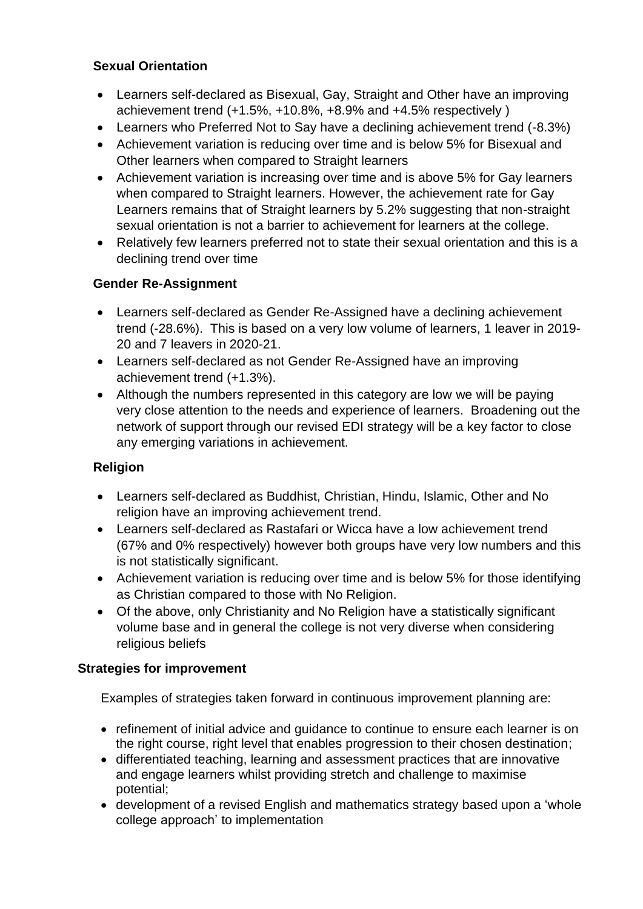### Sexual Orientation

- Learners self-declared as Bisexual, Gay, Straight and Other have an improving achievement trend (+1.5%, +10.8%, +8.9% and +4.5% respectively )
- Learners who Preferred Not to Say have a declining achievement trend (-8.3%)
- Achievement variation is reducing over time and is below 5% for Bisexual and Other learners when compared to Straight learners
- Achievement variation is increasing over time and is above 5% for Gay learners when compared to Straight learners. However, the achievement rate for Gay Learners remains that of Straight learners by 5.2% suggesting that non-straight sexual orientation is not a barrier to achievement for learners at the college.
- Relatively few learners preferred not to state their sexual orientation and this is a declining trend over time

### Gender Re-Assignment

- Learners self-declared as Gender Re-Assigned have a declining achievement trend (-28.6%). This is based on a very low volume of learners, 1 leaver in 2019-20 and 7 leavers in 2020-21.
- Learners self-declared as not Gender Re-Assigned have an improving achievement trend (+1.3%).
- Although the numbers represented in this category are low we will be paying very close attention to the needs and experience of learners. Broadening out the network of support through our revised EDI strategy will be a key factor to close any emerging variations in achievement.

### Religion

- Learners self-declared as Buddhist, Christian, Hindu, Islamic, Other and No religion have an improving achievement trend.
- Learners self-declared as Rastafari or Wicca have a low achievement trend (67% and 0% respectively) however both groups have very low numbers and this is not statistically significant.
- Achievement variation is reducing over time and is below 5% for those identifying as Christian compared to those with No Religion.
- Of the above, only Christianity and No Religion have a statistically significant volume base and in general the college is not very diverse when considering religious beliefs

### Strategies for improvement

Examples of strategies taken forward in continuous improvement planning are:

- refinement of initial advice and guidance to continue to ensure each learner is on the right course, right level that enables progression to their chosen destination;
- differentiated teaching, learning and assessment practices that are innovative and engage learners whilst providing stretch and challenge to maximise potential;
- development of a revised English and mathematics strategy based upon a 'whole college approach' to implementation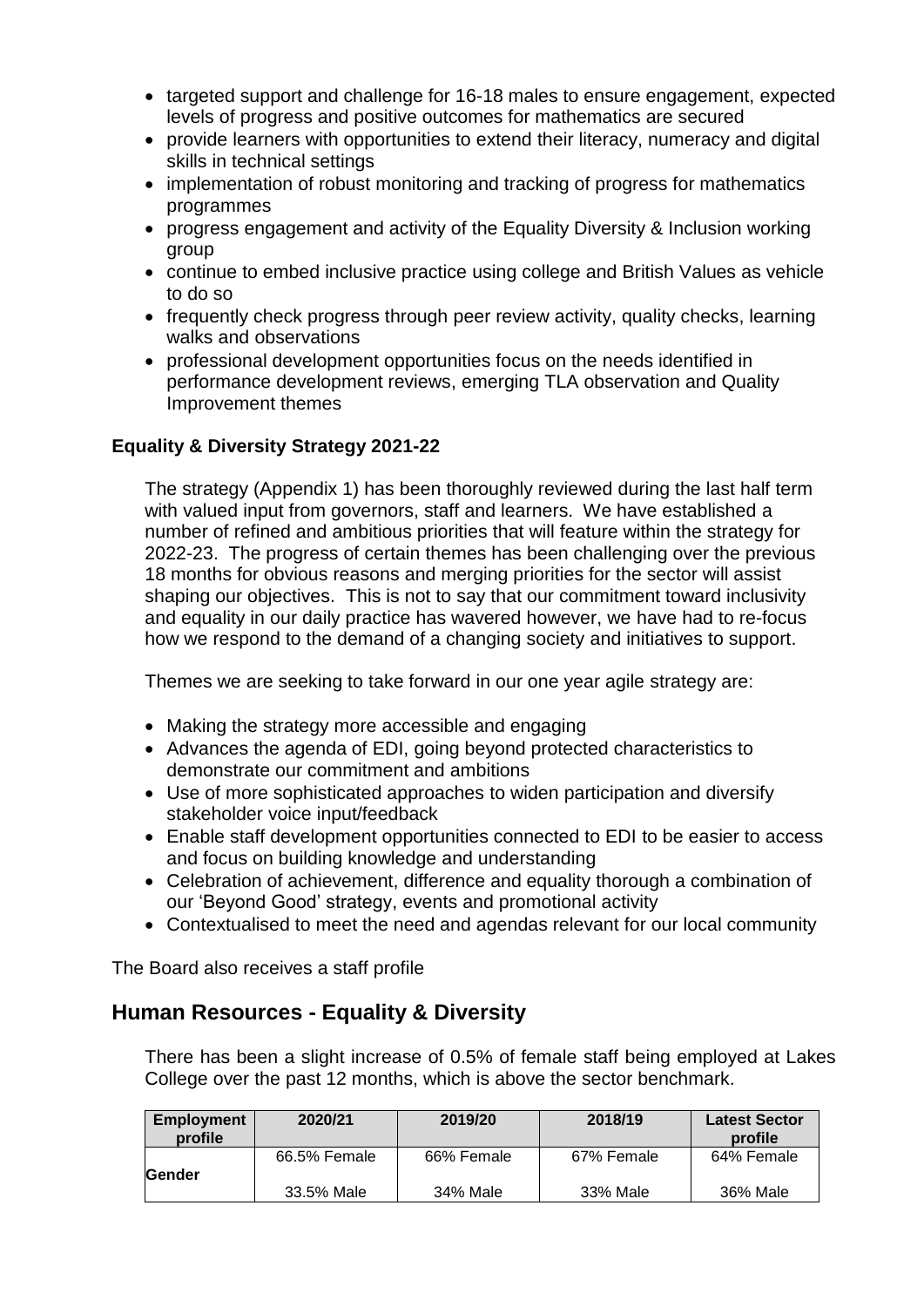- targeted support and challenge for 16-18 males to ensure engagement, expected levels of progress and positive outcomes for mathematics are secured
- provide learners with opportunities to extend their literacy, numeracy and digital skills in technical settings
- implementation of robust monitoring and tracking of progress for mathematics programmes
- progress engagement and activity of the Equality Diversity & Inclusion working group
- continue to embed inclusive practice using college and British Values as vehicle to do so
- frequently check progress through peer review activity, quality checks, learning walks and observations
- professional development opportunities focus on the needs identified in performance development reviews, emerging TLA observation and Quality Improvement themes

**Equality & Diversity Strategy 2021-22**

The strategy (Appendix 1) has been thoroughly reviewed during the last half term with valued input from governors, staff and learners. We have established a number of refined and ambitious priorities that will feature within the strategy for 2022-23. The progress of certain themes has been challenging over the previous 18 months for obvious reasons and merging priorities for the sector will assist shaping our objectives. This is not to say that our commitment toward inclusivity and equality in our daily practice has wavered however, we have had to re-focus how we respond to the demand of a changing society and initiatives to support.

Themes we are seeking to take forward in our one year agile strategy are:

- Making the strategy more accessible and engaging
- Advances the agenda of EDI, going beyond protected characteristics to demonstrate our commitment and ambitions
- Use of more sophisticated approaches to widen participation and diversify stakeholder voice input/feedback
- Enable staff development opportunities connected to EDI to be easier to access and focus on building knowledge and understanding
- Celebration of achievement, difference and equality thorough a combination of our 'Beyond Good' strategy, events and promotional activity
- Contextualised to meet the need and agendas relevant for our local community

The Board also receives a staff profile

## Human Resources - Equality & Diversity

There has been a slight increase of 0.5% of female staff being employed at Lakes College over the past 12 months, which is above the sector benchmark.

| Employment profile | 2020/21 | 2019/20 | 2018/19 | Latest Sector profile |
|---|---|---|---|---|
| Gender | 66.5% Female<br>33.5% Male | 66% Female<br>34% Male | 67% Female<br>33% Male | 64% Female<br>36% Male |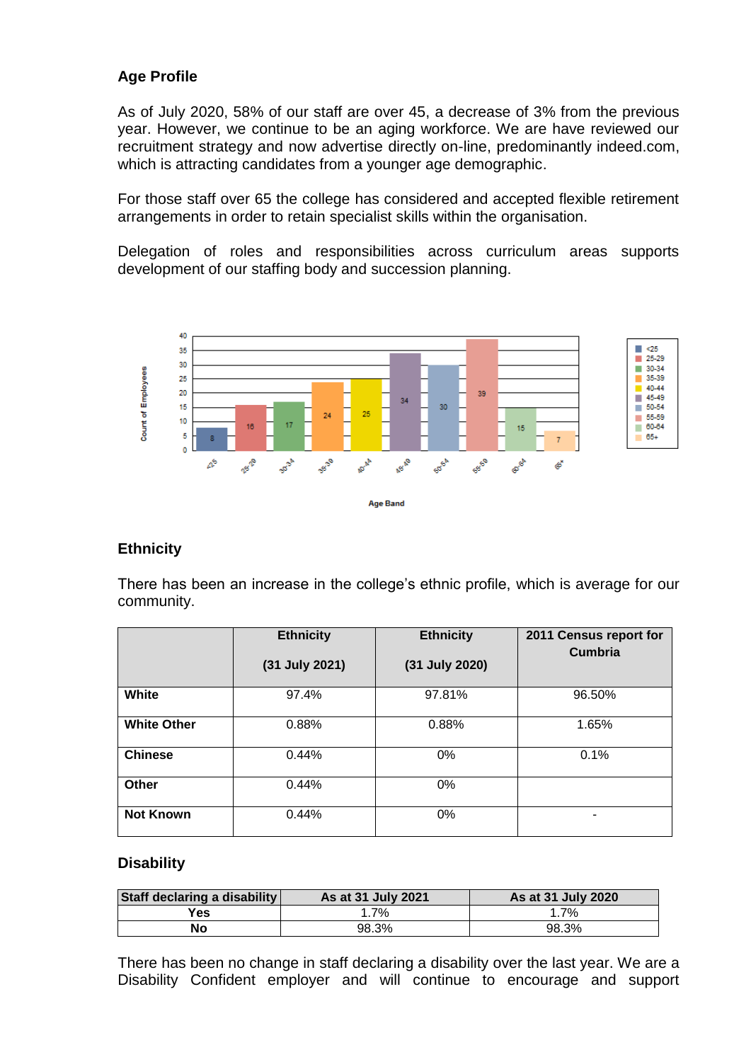### Age Profile

As of July 2020, 58% of our staff are over 45, a decrease of 3% from the previous year. However, we continue to be an aging workforce. We are have reviewed our recruitment strategy and now advertise directly on-line, predominantly indeed.com, which is attracting candidates from a younger age demographic.

For those staff over 65 the college has considered and accepted flexible retirement arrangements in order to retain specialist skills within the organisation.

Delegation of roles and responsibilities across curriculum areas supports development of our staffing body and succession planning.

| Age Band | Count of Employees |
|---|---|
| <25 | 8 |
| 25-29 | 16 |
| 30-34 | 17 |
| 35-39 | 24 |
| 40-44 | 25 |
| 45-49 | 34 |
| 50-54 | 30 |
| 55-59 | 39 |
| 60-64 | 15 |
| 65+ | 7 |

### Ethnicity

There has been an increase in the college's ethnic profile, which is average for our community.

| | Ethnicity (31 July 2021) | Ethnicity (31 July 2020) | 2011 Census report for Cumbria |
|---|---|---|---|
| **White** | 97.4% | 97.81% | 96.50% |
| **White Other** | 0.88% | 0.88% | 1.65% |
| **Chinese** | 0.44% | 0% | 0.1% |
| **Other** | 0.44% | 0% | |
| **Not Known** | 0.44% | 0% | - |

### Disability

| Staff declaring a disability | As at 31 July 2021 | As at 31 July 2020 |
|---|---|---|
| **Yes** | 1.7% | 1.7% |
| **No** | 98.3% | 98.3% |

There has been no change in staff declaring a disability over the last year. We are a Disability Confident employer and will continue to encourage and support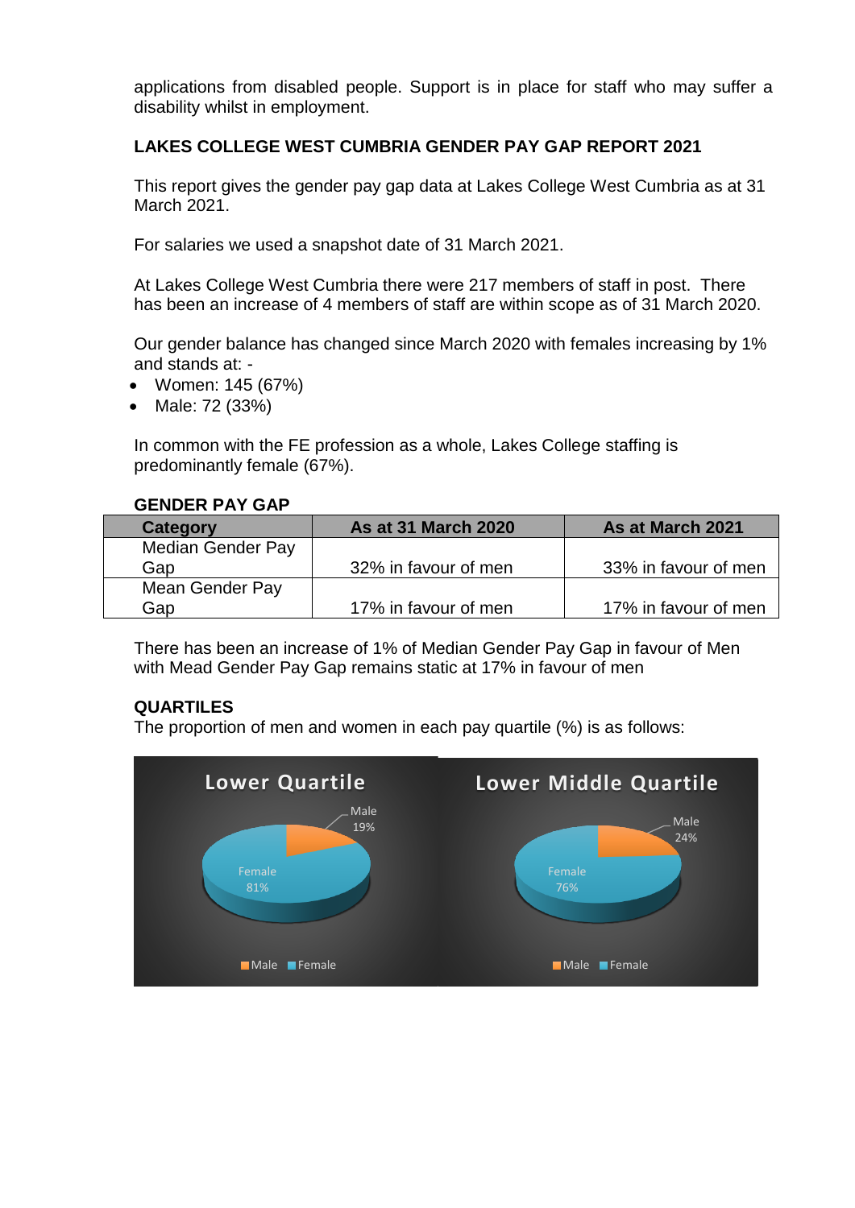applications from disabled people. Support is in place for staff who may suffer a disability whilst in employment.

**LAKES COLLEGE WEST CUMBRIA GENDER PAY GAP REPORT 2021**

This report gives the gender pay gap data at Lakes College West Cumbria as at 31 March 2021.

For salaries we used a snapshot date of 31 March 2021.

At Lakes College West Cumbria there were 217 members of staff in post. There has been an increase of 4 members of staff are within scope as of 31 March 2020.

Our gender balance has changed since March 2020 with females increasing by 1% and stands at: -

- Women: 145 (67%)
- Male: 72 (33%)

In common with the FE profession as a whole, Lakes College staffing is predominantly female (67%).

**GENDER PAY GAP**

| Category | As at 31 March 2020 | As at March 2021 |
|---|---|---|
| Median Gender Pay Gap | 32% in favour of men | 33% in favour of men |
| Mean Gender Pay Gap | 17% in favour of men | 17% in favour of men |

There has been an increase of 1% of Median Gender Pay Gap in favour of Men with Mead Gender Pay Gap remains static at 17% in favour of men

**QUARTILES**

The proportion of men and women in each pay quartile (%) is as follows:

**Lower Quartile**

- Male: 19%
- Female: 81%

**Lower Middle Quartile**

- Male: 24%
- Female: 76%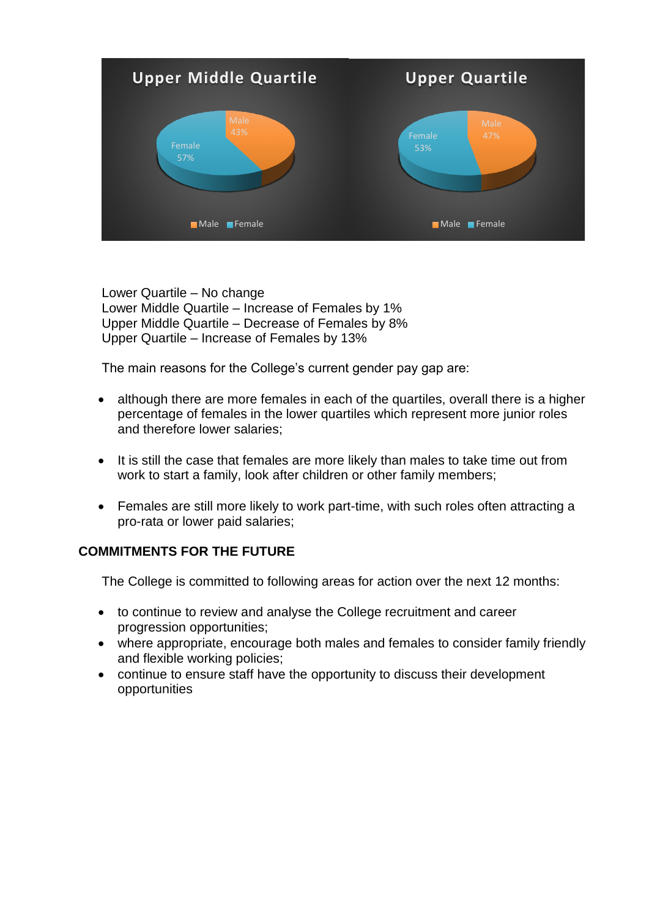Upper Middle Quartile

Male
43%

Female
57%

Male Female

Upper Quartile

Male
47%

Female
53%

Male Female

Lower Quartile – No change
Lower Middle Quartile – Increase of Females by 1%
Upper Middle Quartile – Decrease of Females by 8%
Upper Quartile – Increase of Females by 13%

The main reasons for the College's current gender pay gap are:

- although there are more females in each of the quartiles, overall there is a higher percentage of females in the lower quartiles which represent more junior roles and therefore lower salaries;

- It is still the case that females are more likely than males to take time out from work to start a family, look after children or other family members;

- Females are still more likely to work part-time, with such roles often attracting a pro-rata or lower paid salaries;

## COMMITMENTS FOR THE FUTURE

The College is committed to following areas for action over the next 12 months:

- to continue to review and analyse the College recruitment and career progression opportunities;
- where appropriate, encourage both males and females to consider family friendly and flexible working policies;
- continue to ensure staff have the opportunity to discuss their development opportunities